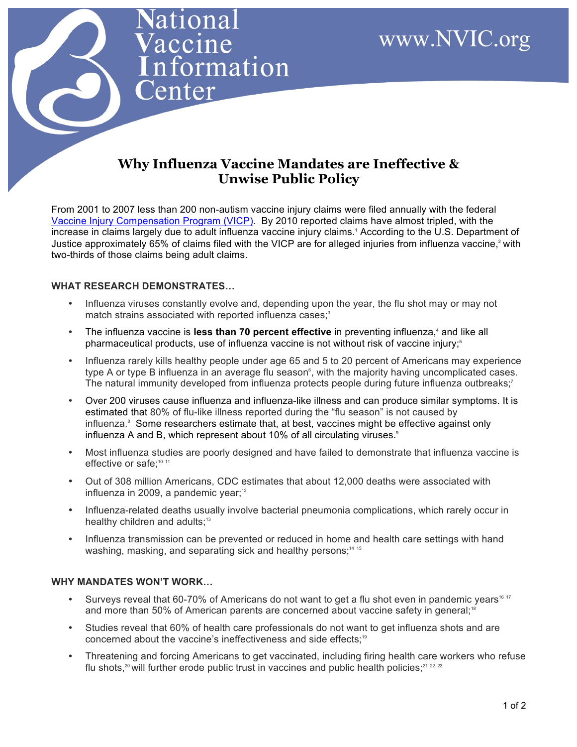# National Vaccine Information Center

www.NVIC.org

## Why Influenza Vaccine Mandates are Ineffective & Unwise Public Policy

From 2001 to 2007 less than 200 non-autism vaccine injury claims were filed annually with the federal Vaccine Injury Compensation Program (VICP). By 2010 reported claims have almost tripled, with the increase in claims largely due to adult influenza vaccine injury claims.[1] According to the U.S. Department of Justice approximately 65% of claims filed with the VICP are for alleged injuries from influenza vaccine,[2] with two-thirds of those claims being adult claims.

### WHAT RESEARCH DEMONSTRATES…

- Influenza viruses constantly evolve and, depending upon the year, the flu shot may or may not match strains associated with reported influenza cases;[3]
- The influenza vaccine is **less than 70 percent effective** in preventing influenza,[4] and like all pharmaceutical products, use of influenza vaccine is not without risk of vaccine injury;[5]
- Influenza rarely kills healthy people under age 65 and 5 to 20 percent of Americans may experience type A or type B influenza in an average flu season[6], with the majority having uncomplicated cases. The natural immunity developed from influenza protects people during future influenza outbreaks;[7]
- Over 200 viruses cause influenza and influenza-like illness and can produce similar symptoms. It is estimated that 80% of flu-like illness reported during the "flu season" is not caused by influenza.[8] Some researchers estimate that, at best, vaccines might be effective against only influenza A and B, which represent about 10% of all circulating viruses.[9]
- Most influenza studies are poorly designed and have failed to demonstrate that influenza vaccine is effective or safe;[10, 11]
- Out of 308 million Americans, CDC estimates that about 12,000 deaths were associated with influenza in 2009, a pandemic year;[12]
- Influenza-related deaths usually involve bacterial pneumonia complications, which rarely occur in healthy children and adults;[13]
- Influenza transmission can be prevented or reduced in home and health care settings with hand washing, masking, and separating sick and healthy persons;[14, 15]

### WHY MANDATES WON'T WORK…

- Surveys reveal that 60-70% of Americans do not want to get a flu shot even in pandemic years[16, 17] and more than 50% of American parents are concerned about vaccine safety in general;[18]
- Studies reveal that 60% of health care professionals do not want to get influenza shots and are concerned about the vaccine's ineffectiveness and side effects;[19]
- Threatening and forcing Americans to get vaccinated, including firing health care workers who refuse flu shots,[20] will further erode public trust in vaccines and public health policies;[21, 22, 23]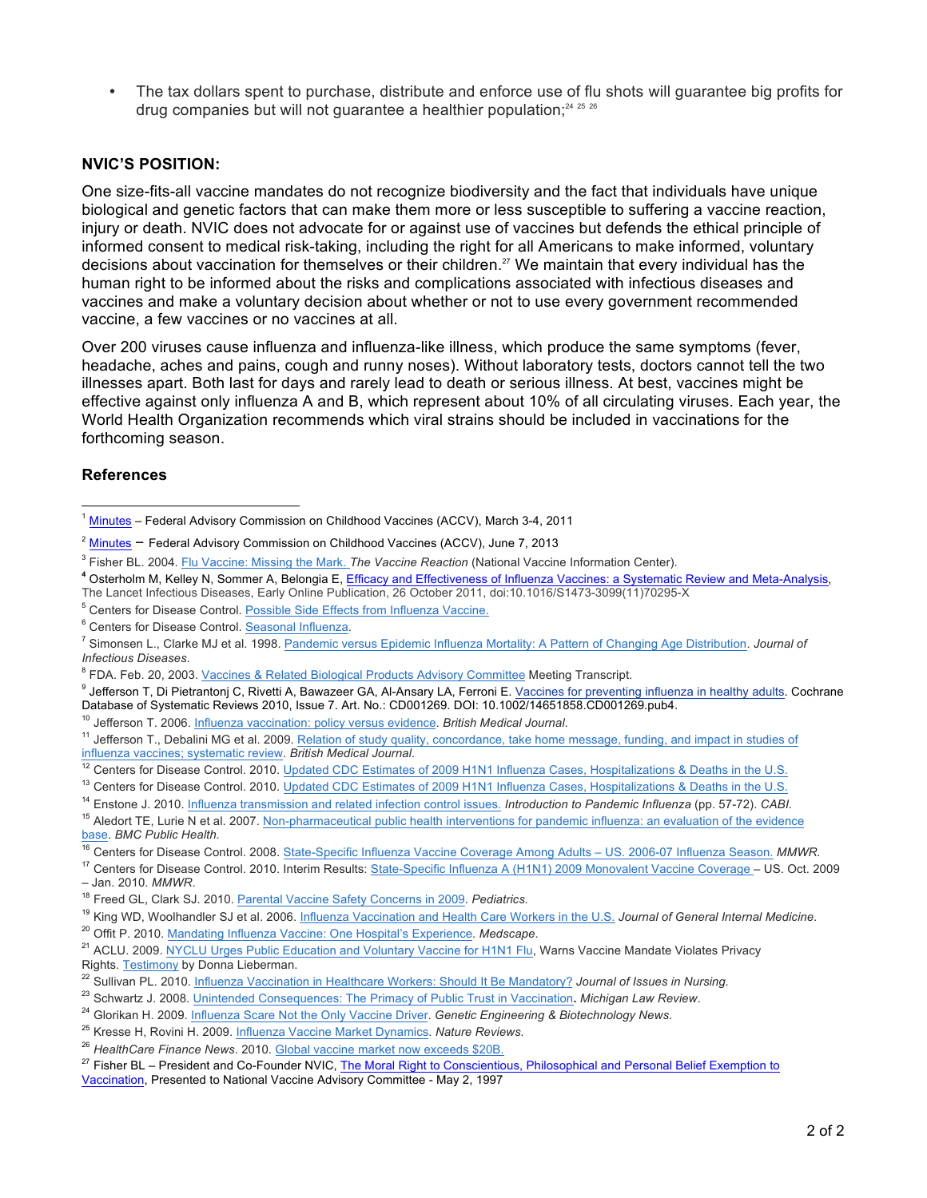- The tax dollars spent to purchase, distribute and enforce use of flu shots will guarantee big profits for drug companies but will not guarantee a healthier population;[24] [25] [26]

**NVIC'S POSITION:**

One size-fits-all vaccine mandates do not recognize biodiversity and the fact that individuals have unique biological and genetic factors that can make them more or less susceptible to suffering a vaccine reaction, injury or death. NVIC does not advocate for or against use of vaccines but defends the ethical principle of informed consent to medical risk-taking, including the right for all Americans to make informed, voluntary decisions about vaccination for themselves or their children.[27] We maintain that every individual has the human right to be informed about the risks and complications associated with infectious diseases and vaccines and make a voluntary decision about whether or not to use every government recommended vaccine, a few vaccines or no vaccines at all.

Over 200 viruses cause influenza and influenza-like illness, which produce the same symptoms (fever, headache, aches and pains, cough and runny noses). Without laboratory tests, doctors cannot tell the two illnesses apart. Both last for days and rarely lead to death or serious illness. At best, vaccines might be effective against only influenza A and B, which represent about 10% of all circulating viruses. Each year, the World Health Organization recommends which viral strains should be included in vaccinations for the forthcoming season.

**References**

[1] Minutes – Federal Advisory Commission on Childhood Vaccines (ACCV), March 3-4, 2011

[2] Minutes – Federal Advisory Commission on Childhood Vaccines (ACCV), June 7, 2013

[3] Fisher BL. 2004. Flu Vaccine: Missing the Mark. *The Vaccine Reaction* (National Vaccine Information Center).

[4] Osterholm M, Kelley N, Sommer A, Belongia E, Efficacy and Effectiveness of Influenza Vaccines: a Systematic Review and Meta-Analysis, The Lancet Infectious Diseases, Early Online Publication, 26 October 2011, doi:10.1016/S1473-3099(11)70295-X

[5] Centers for Disease Control. Possible Side Effects from Influenza Vaccine.

[6] Centers for Disease Control. Seasonal Influenza.

[7] Simonsen L., Clarke MJ et al. 1998. Pandemic versus Epidemic Influenza Mortality: A Pattern of Changing Age Distribution. *Journal of Infectious Diseases*.

[8] FDA. Feb. 20, 2003. Vaccines & Related Biological Products Advisory Committee Meeting Transcript.

[9] Jefferson T, Di Pietrantonj C, Rivetti A, Bawazeer GA, Al-Ansary LA, Ferroni E. Vaccines for preventing influenza in healthy adults. Cochrane Database of Systematic Reviews 2010, Issue 7. Art. No.: CD001269. DOI: 10.1002/14651858.CD001269.pub4.

[10] Jefferson T. 2006. Influenza vaccination: policy versus evidence. *British Medical Journal*.

[11] Jefferson T., Debalini MG et al. 2009. Relation of study quality, concordance, take home message, funding, and impact in studies of influenza vaccines; systematic review. *British Medical Journal*.

[12] Centers for Disease Control. 2010. Updated CDC Estimates of 2009 H1N1 Influenza Cases, Hospitalizations & Deaths in the U.S.

[13] Centers for Disease Control. 2010. Updated CDC Estimates of 2009 H1N1 Influenza Cases, Hospitalizations & Deaths in the U.S.

[14] Enstone J. 2010. Influenza transmission and related infection control issues. *Introduction to Pandemic Influenza* (pp. 57-72). *CABI.*

[15] Aledort TE, Lurie N et al. 2007. Non-pharmaceutical public health interventions for pandemic influenza: an evaluation of the evidence base. *BMC Public Health.*

[16] Centers for Disease Control. 2008. State-Specific Influenza Vaccine Coverage Among Adults – US. 2006-07 Influenza Season. *MMWR.*

[17] Centers for Disease Control. 2010. Interim Results: State-Specific Influenza A (H1N1) 2009 Monovalent Vaccine Coverage – US. Oct. 2009 – Jan. 2010. *MMWR.*

[18] Freed GL, Clark SJ. 2010. Parental Vaccine Safety Concerns in 2009. *Pediatrics.*

[19] King WD, Woolhandler SJ et al. 2006. Influenza Vaccination and Health Care Workers in the U.S. *Journal of General Internal Medicine.*

[20] Offit P. 2010. Mandating Influenza Vaccine: One Hospital's Experience. *Medscape*.

[21] ACLU. 2009. NYCLU Urges Public Education and Voluntary Vaccine for H1N1 Flu, Warns Vaccine Mandate Violates Privacy Rights. Testimony by Donna Lieberman.

[22] Sullivan PL. 2010. Influenza Vaccination in Healthcare Workers: Should It Be Mandatory? *Journal of Issues in Nursing.*

[23] Schwartz J. 2008. Unintended Consequences: The Primacy of Public Trust in Vaccination. *Michigan Law Review*.

[24] Glorikan H. 2009. Influenza Scare Not the Only Vaccine Driver. *Genetic Engineering & Biotechnology News.*

[25] Kresse H, Rovini H. 2009. Influenza Vaccine Market Dynamics. *Nature Reviews.*

[26] *HealthCare Finance News*. 2010. Global vaccine market now exceeds $20B.

[27] Fisher BL – President and Co-Founder NVIC, The Moral Right to Conscientious, Philosophical and Personal Belief Exemption to Vaccination, Presented to National Vaccine Advisory Committee - May 2, 1997